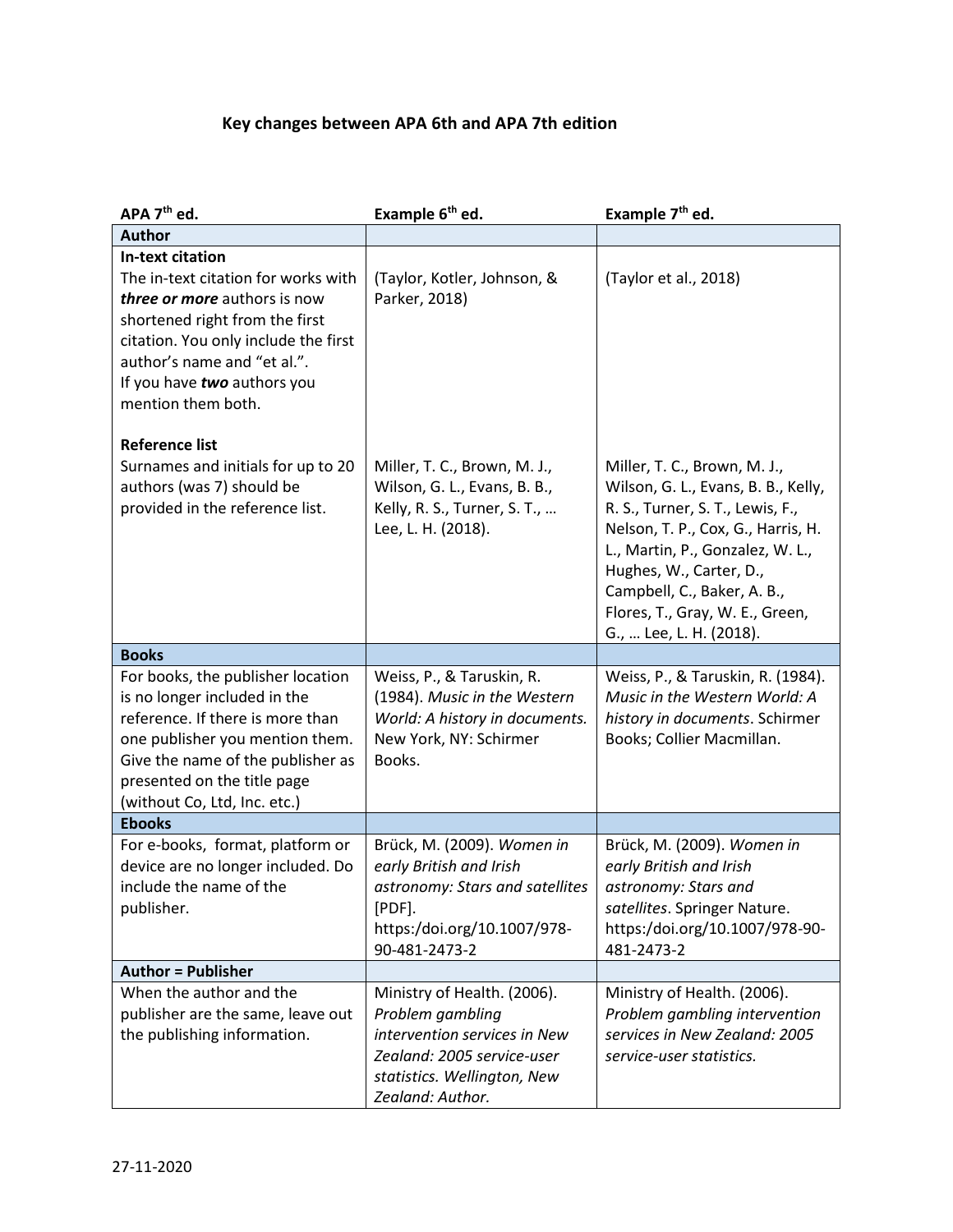## Key changes between APA 6th and APA 7th edition

| APA 7th ed. | Example 6th ed. | Example 7th ed. |
|---|---|---|
| **Author** | | |
| **In-text citation**<br>The in-text citation for works with ***three or more*** authors is now shortened right from the first citation. You only include the first author's name and "et al.".<br>If you have ***two*** authors you mention them both.<br><br>**Reference list**<br>Surnames and initials for up to 20 authors (was 7) should be provided in the reference list. | (Taylor, Kotler, Johnson, & Parker, 2018)<br><br><br><br><br><br><br>Miller, T. C., Brown, M. J., Wilson, G. L., Evans, B. B., Kelly, R. S., Turner, S. T., … Lee, L. H. (2018). | (Taylor et al., 2018)<br><br><br><br><br><br><br>Miller, T. C., Brown, M. J., Wilson, G. L., Evans, B. B., Kelly, R. S., Turner, S. T., Lewis, F., Nelson, T. P., Cox, G., Harris, H. L., Martin, P., Gonzalez, W. L., Hughes, W., Carter, D., Campbell, C., Baker, A. B., Flores, T., Gray, W. E., Green, G., … Lee, L. H. (2018). |
| **Books** | | |
| For books, the publisher location is no longer included in the reference. If there is more than one publisher you mention them. Give the name of the publisher as presented on the title page (without Co, Ltd, Inc. etc.) | Weiss, P., & Taruskin, R. (1984). *Music in the Western World: A history in documents.* New York, NY: Schirmer Books. | Weiss, P., & Taruskin, R. (1984). *Music in the Western World: A history in documents*. Schirmer Books; Collier Macmillan. |
| **Ebooks** | | |
| For e-books, format, platform or device are no longer included. Do include the name of the publisher. | Brück, M. (2009). *Women in early British and Irish astronomy: Stars and satellites* [PDF]. https:/doi.org/10.1007/978-90-481-2473-2 | Brück, M. (2009). *Women in early British and Irish astronomy: Stars and satellites*. Springer Nature. https:/doi.org/10.1007/978-90-481-2473-2 |
| **Author = Publisher** | | |
| When the author and the publisher are the same, leave out the publishing information. | Ministry of Health. (2006). *Problem gambling intervention services in New Zealand: 2005 service-user statistics. Wellington, New Zealand: Author.* | Ministry of Health. (2006). *Problem gambling intervention services in New Zealand: 2005 service-user statistics.* |

27-11-2020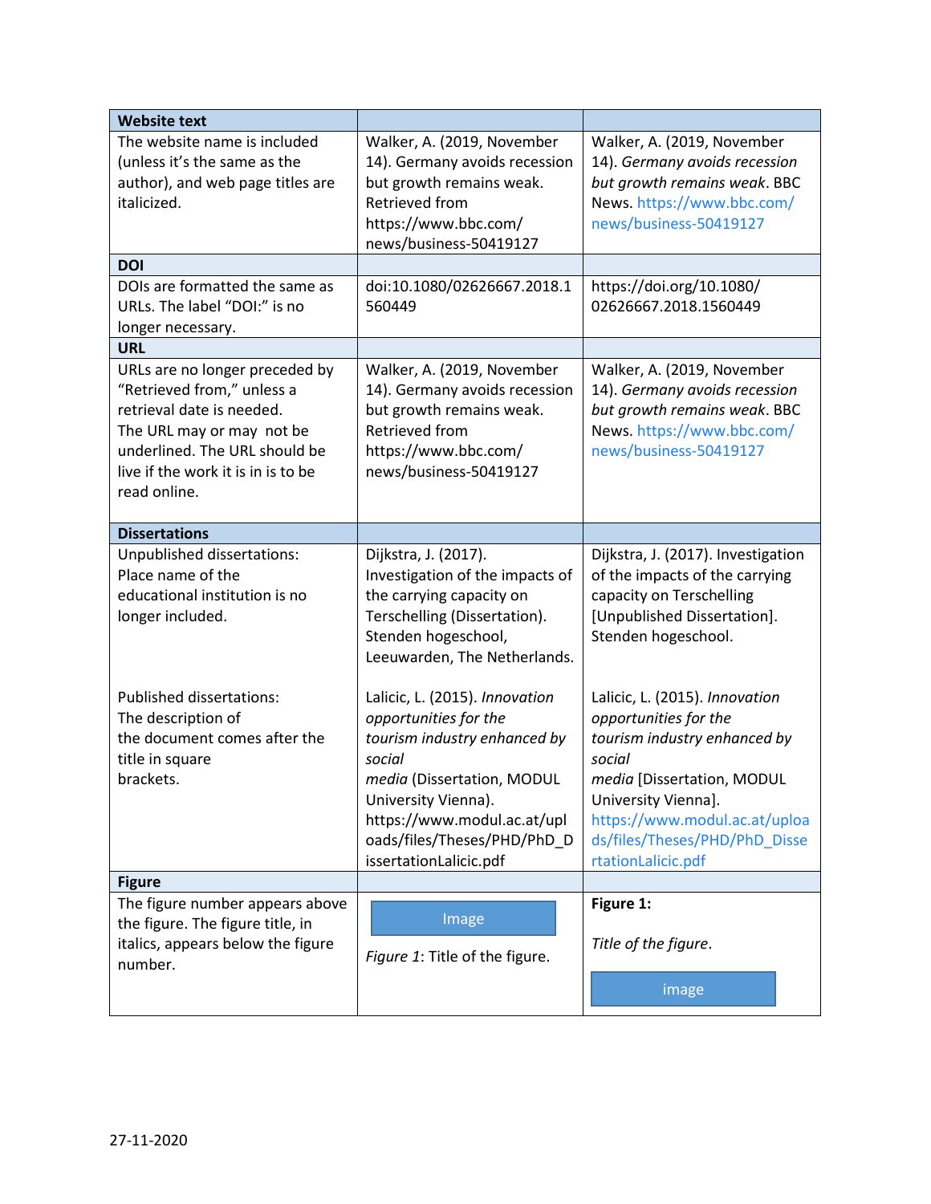| | | |
|---|---|---|
| **Website text** | | |
| The website name is included (unless it's the same as the author), and web page titles are italicized. | Walker, A. (2019, November 14). Germany avoids recession but growth remains weak. Retrieved from https://www.bbc.com/ news/business-50419127 | Walker, A. (2019, November 14). *Germany avoids recession but growth remains weak*. BBC News. https://www.bbc.com/ news/business-50419127 |
| **DOI** | | |
| DOIs are formatted the same as URLs. The label "DOI:" is no longer necessary. | doi:10.1080/02626667.2018.1 560449 | https://doi.org/10.1080/ 02626667.2018.1560449 |
| **URL** | | |
| URLs are no longer preceded by "Retrieved from," unless a retrieval date is needed. The URL may or may not be underlined. The URL should be live if the work it is in is to be read online. | Walker, A. (2019, November 14). Germany avoids recession but growth remains weak. Retrieved from https://www.bbc.com/ news/business-50419127 | Walker, A. (2019, November 14). *Germany avoids recession but growth remains weak*. BBC News. https://www.bbc.com/ news/business-50419127 |
| **Dissertations** | | |
| Unpublished dissertations: Place name of the educational institution is no longer included. | Dijkstra, J. (2017). Investigation of the impacts of the carrying capacity on Terschelling (Dissertation). Stenden hogeschool, Leeuwarden, The Netherlands. | Dijkstra, J. (2017). Investigation of the impacts of the carrying capacity on Terschelling [Unpublished Dissertation]. Stenden hogeschool. |
| Published dissertations: The description of the document comes after the title in square brackets. | Lalicic, L. (2015). *Innovation opportunities for the tourism industry enhanced by social media* (Dissertation, MODUL University Vienna). https://www.modul.ac.at/uploads/files/Theses/PHD/PhD_DissertationLalicic.pdf | Lalicic, L. (2015). *Innovation opportunities for the tourism industry enhanced by social media* [Dissertation, MODUL University Vienna]. https://www.modul.ac.at/uploads/files/Theses/PHD/PhD_DissertationLalicic.pdf |
| **Figure** | | |
| The figure number appears above the figure. The figure title, in italics, appears below the figure number. | Image<br>*Figure 1*: Title of the figure. | **Figure 1:**<br>*Title of the figure*.<br>image |

27-11-2020